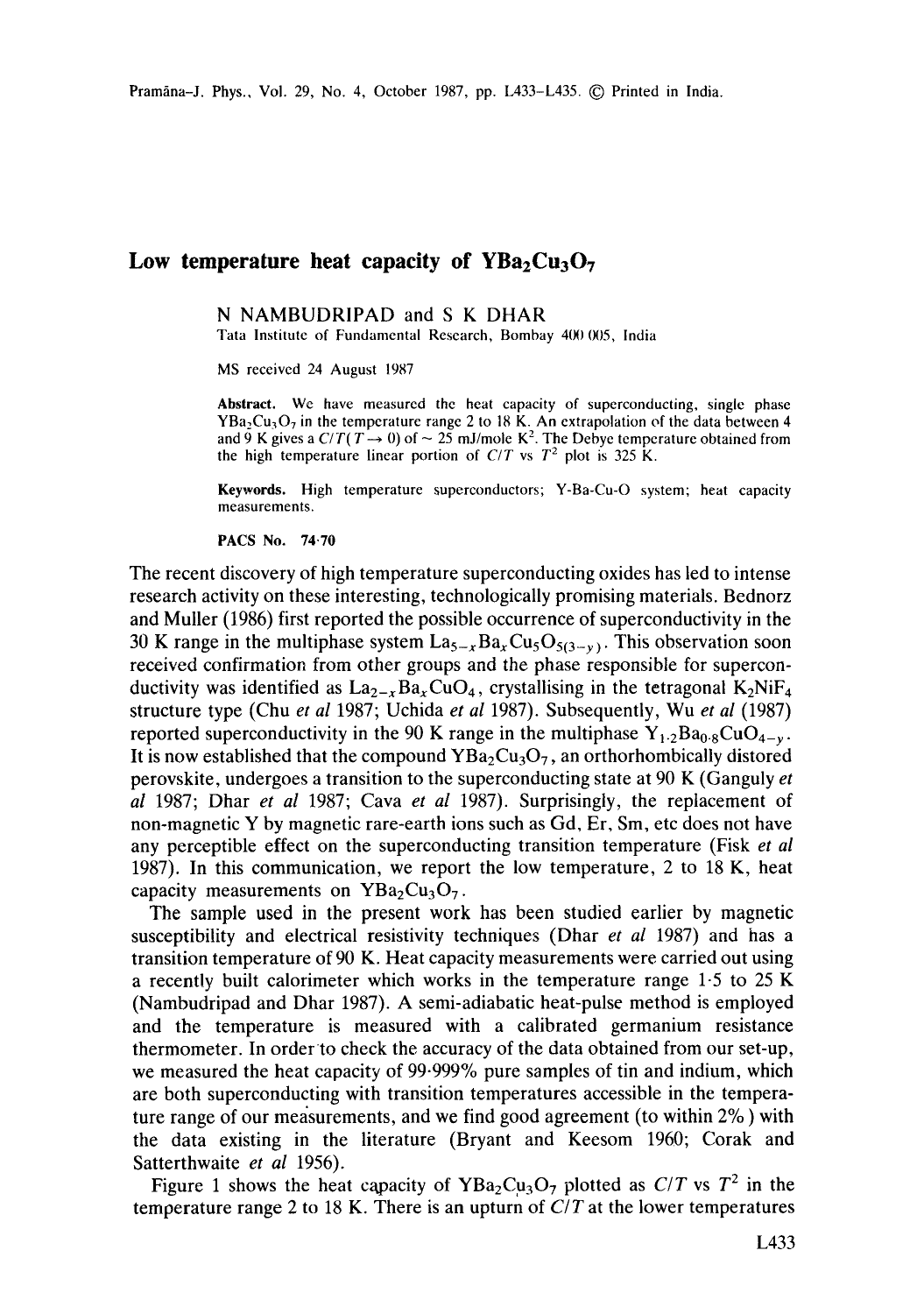# Low temperature heat capacity of $YBa_2Cu_3O_7$

N NAMBUDRIPAD and S K DHAR

Tata Institute of Fundamental Research, Bombay 400 005, India

MS received 24 August 1987

**Abstract.** We have measured the heat capacity of superconducting, single phase $YBa_2Cu_3O_7$ in the temperature range 2 to 18 K. An extrapolation of the data between 4 and 9 K gives a $C/T(T \to 0)$ of $\sim 25$ mJ/mole $K^2$. The Debye temperature obtained from the high temperature linear portion of $C/T$ vs $T^2$ plot is 325 K.

**Keywords.** High temperature superconductors; Y-Ba-Cu-O system; heat capacity measurements.

**PACS No.** 74·70

The recent discovery of high temperature superconducting oxides has led to intense research activity on these interesting, technologically promising materials. Bednorz and Muller (1986) first reported the possible occurrence of superconductivity in the 30 K range in the multiphase system $La_{5-x}Ba_xCu_5O_{5(3-y)}$. This observation soon received confirmation from other groups and the phase responsible for superconductivity was identified as $La_{2-x}Ba_xCuO_4$, crystallising in the tetragonal $K_2NiF_4$ structure type (Chu *et al* 1987; Uchida *et al* 1987). Subsequently, Wu *et al* (1987) reported superconductivity in the 90 K range in the multiphase $Y_{1\cdot2}Ba_{0\cdot8}CuO_{4-y}$. It is now established that the compound $YBa_2Cu_3O_7$, an orthorhombically distored perovskite, undergoes a transition to the superconducting state at 90 K (Ganguly *et al* 1987; Dhar *et al* 1987; Cava *et al* 1987). Surprisingly, the replacement of non-magnetic Y by magnetic rare-earth ions such as Gd, Er, Sm, etc does not have any perceptible effect on the superconducting transition temperature (Fisk *et al* 1987). In this communication, we report the low temperature, 2 to 18 K, heat capacity measurements on $YBa_2Cu_3O_7$.

The sample used in the present work has been studied earlier by magnetic susceptibility and electrical resistivity techniques (Dhar *et al* 1987) and has a transition temperature of 90 K. Heat capacity measurements were carried out using a recently built calorimeter which works in the temperature range 1·5 to 25 K (Nambudripad and Dhar 1987). A semi-adiabatic heat-pulse method is employed and the temperature is measured with a calibrated germanium resistance thermometer. In order to check the accuracy of the data obtained from our set-up, we measured the heat capacity of 99·999% pure samples of tin and indium, which are both superconducting with transition temperatures accessible in the temperature range of our measurements, and we find good agreement (to within 2%) with the data existing in the literature (Bryant and Keesom 1960; Corak and Satterthwaite *et al* 1956).

Figure 1 shows the heat capacity of $YBa_2Cu_3O_7$ plotted as $C/T$ vs $T^2$ in the temperature range 2 to 18 K. There is an upturn of $C/T$ at the lower temperatures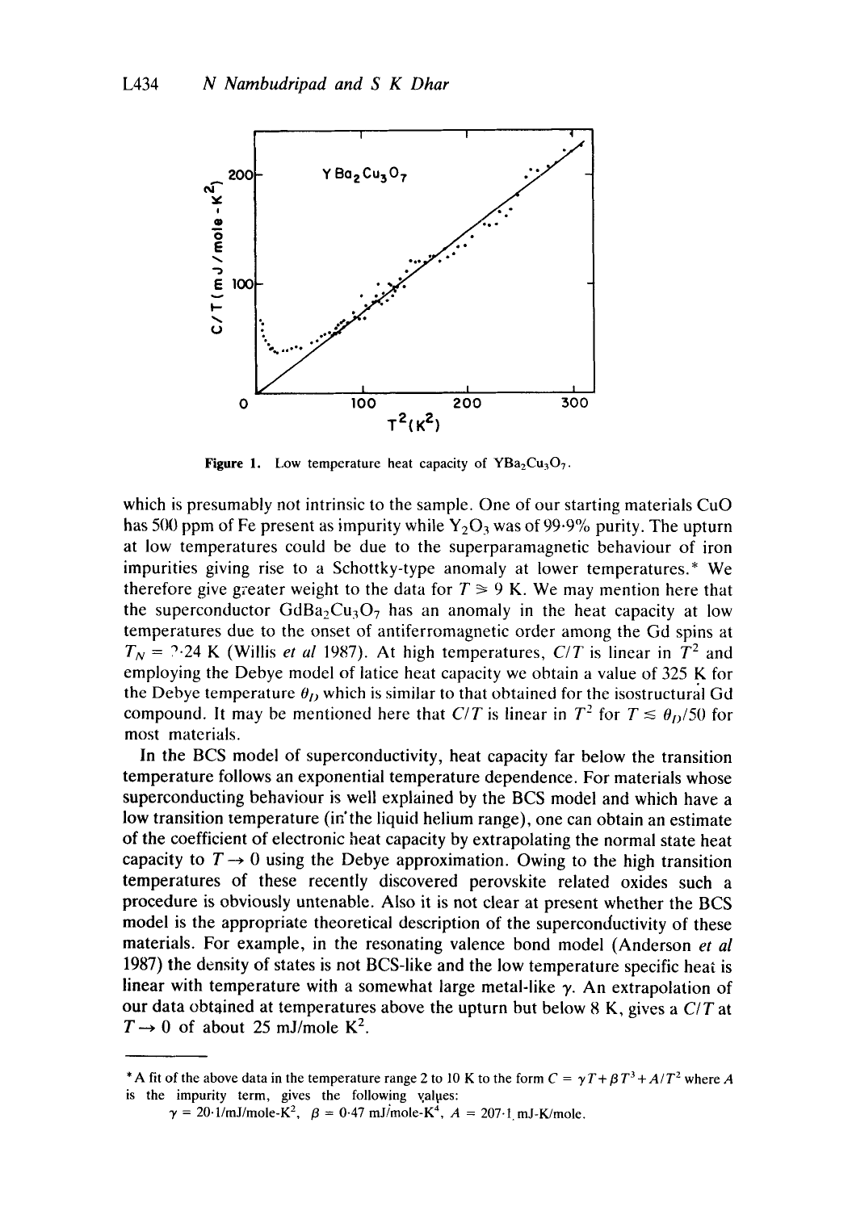**Figure 1.** Low temperature heat capacity of $YBa_2Cu_3O_7$.

which is presumably not intrinsic to the sample. One of our starting materials CuO has 500 ppm of Fe present as impurity while $Y_2O_3$ was of 99·9% purity. The upturn at low temperatures could be due to the superparamagnetic behaviour of iron impurities giving rise to a Schottky-type anomaly at lower temperatures.* We therefore give greater weight to the data for $T \geqslant 9$ K. We may mention here that the superconductor $GdBa_2Cu_3O_7$ has an anomaly in the heat capacity at low temperatures due to the onset of antiferromagnetic order among the Gd spins at $T_N =$ ?·24 K (Willis *et al* 1987). At high temperatures, $C/T$ is linear in $T^2$ and employing the Debye model of latice heat capacity we obtain a value of 325 K for the Debye temperature $\theta_D$ which is similar to that obtained for the isostructural Gd compound. It may be mentioned here that $C/T$ is linear in $T^2$ for $T \lesssim \theta_D/50$ for most materials.

In the BCS model of superconductivity, heat capacity far below the transition temperature follows an exponential temperature dependence. For materials whose superconducting behaviour is well explained by the BCS model and which have a low transition temperature (in the liquid helium range), one can obtain an estimate of the coefficient of electronic heat capacity by extrapolating the normal state heat capacity to $T \to 0$ using the Debye approximation. Owing to the high transition temperatures of these recently discovered perovskite related oxides such a procedure is obviously untenable. Also it is not clear at present whether the BCS model is the appropriate theoretical description of the superconductivity of these materials. For example, in the resonating valence bond model (Anderson *et al* 1987) the density of states is not BCS-like and the low temperature specific heat is linear with temperature with a somewhat large metal-like $\gamma$. An extrapolation of our data obtained at temperatures above the upturn but below 8 K, gives a $C/T$ at $T \to 0$ of about 25 mJ/mole $K^2$.

---

* A fit of the above data in the temperature range 2 to 10 K to the form $C = \gamma T + \beta T^3 + A/T^2$ where $A$ is the impurity term, gives the following values:
$\gamma = 20{\cdot}1$/mJ/mole-$K^2$, $\beta = 0{\cdot}47$ mJ/mole-$K^4$, $A = 207{\cdot}1$ mJ-K/mole.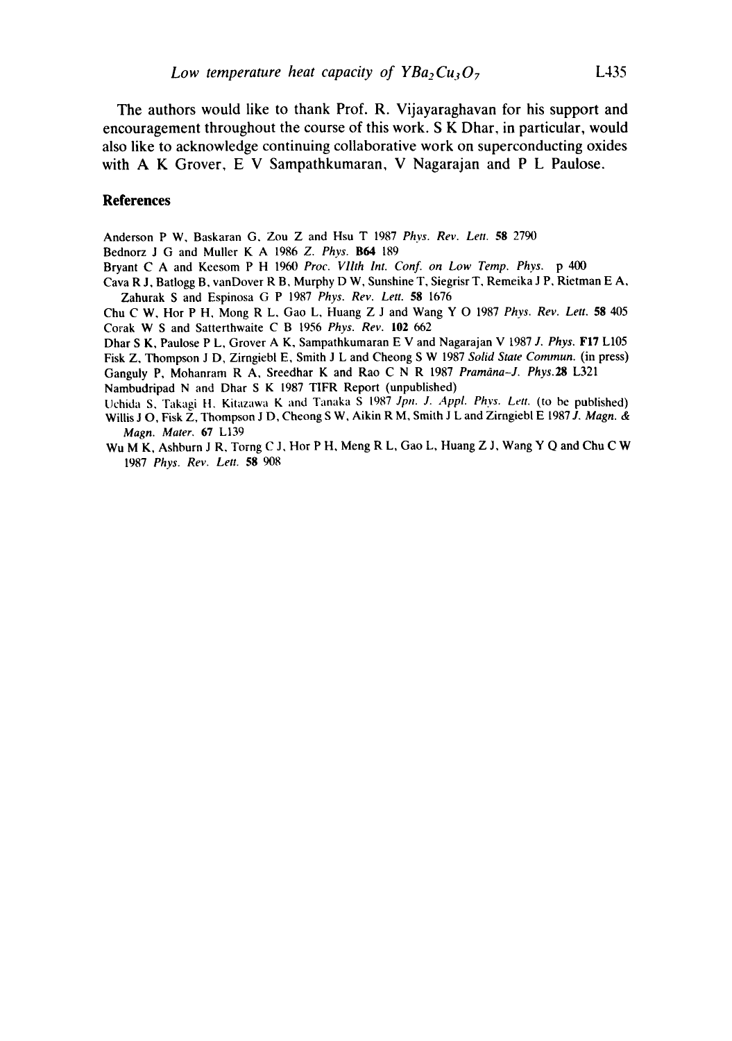The authors would like to thank Prof. R. Vijayaraghavan for his support and encouragement throughout the course of this work. S K Dhar, in particular, would also like to acknowledge continuing collaborative work on superconducting oxides with A K Grover, E V Sampathkumaran, V Nagarajan and P L Paulose.

## References

Anderson P W, Baskaran G, Zou Z and Hsu T 1987 *Phys. Rev. Lett.* **58** 2790

Bednorz J G and Muller K A 1986 *Z. Phys.* **B64** 189

Bryant C A and Keesom P H 1960 *Proc. VIIth Int. Conf. on Low Temp. Phys.* p 400

Cava R J, Batlogg B, vanDover R B, Murphy D W, Sunshine T, Siegrisr T, Remeika J P, Rietman E A, Zahurak S and Espinosa G P 1987 *Phys. Rev. Lett.* **58** 1676

Chu C W, Hor P H, Mong R L, Gao L, Huang Z J and Wang Y O 1987 *Phys. Rev. Lett.* **58** 405

Corak W S and Satterthwaite C B 1956 *Phys. Rev.* **102** 662

Dhar S K, Paulose P L, Grover A K, Sampathkumaran E V and Nagarajan V 1987 *J. Phys.* **F17** L105

Fisk Z, Thompson J D, Zirngiebl E, Smith J L and Cheong S W 1987 *Solid State Commun.* (in press)

Ganguly P, Mohanram R A, Sreedhar K and Rao C N R 1987 *Pramāna-J. Phys.* **28** L321

Nambudripad N and Dhar S K 1987 TIFR Report (unpublished)

Uchida S, Takagi H, Kitazawa K and Tanaka S 1987 *Jpn. J. Appl. Phys. Lett.* (to be published)

Willis J O, Fisk Z, Thompson J D, Cheong S W, Aikin R M, Smith J L and Zirngiebl E 1987 *J. Magn. & Magn. Mater.* **67** L139

Wu M K, Ashburn J R, Torng C J, Hor P H, Meng R L, Gao L, Huang Z J, Wang Y Q and Chu C W 1987 *Phys. Rev. Lett.* **58** 908